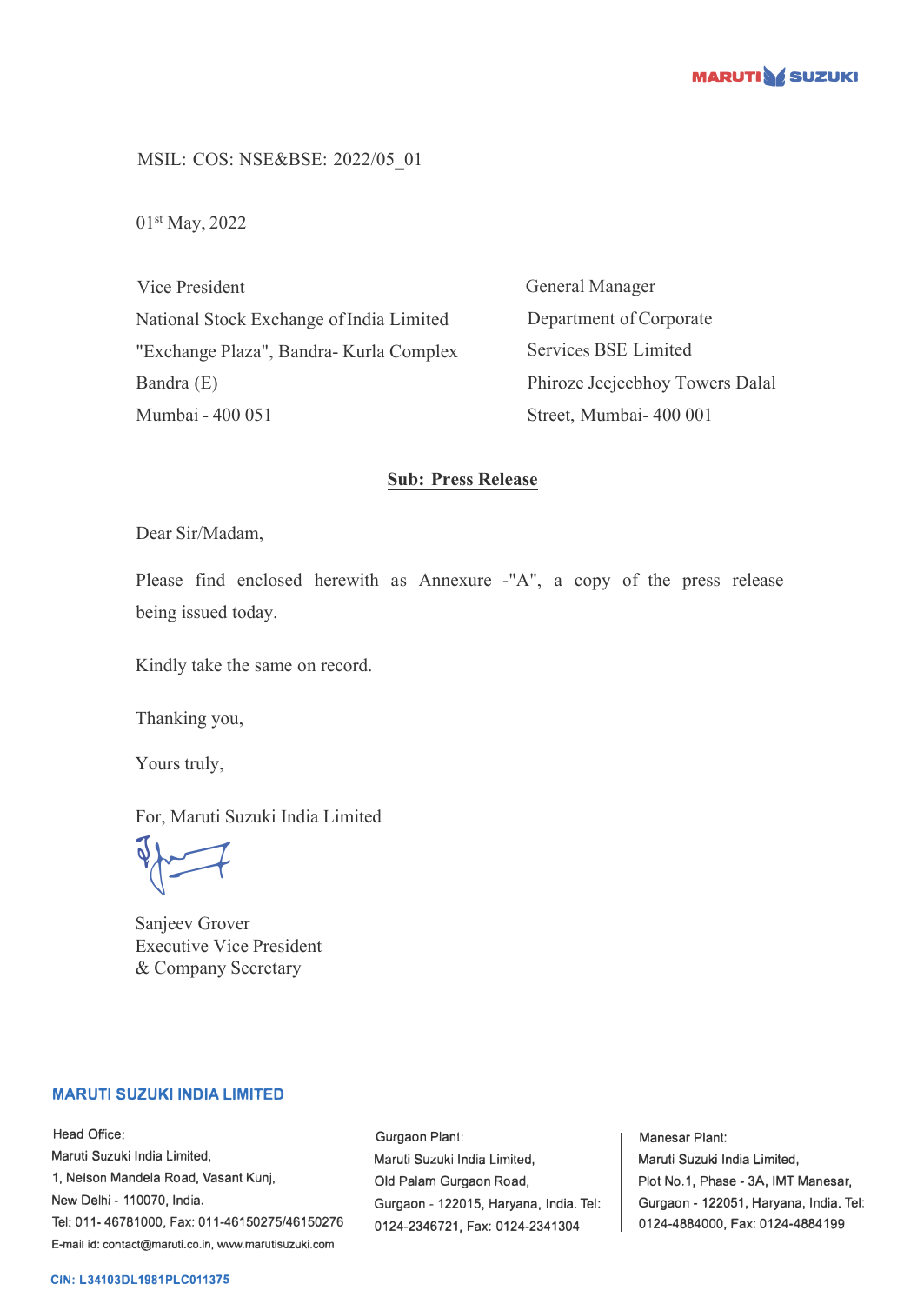MSIL: COS: NSE&BSE: 2022/05_01

01st May, 2022

Vice President
National Stock Exchange of India Limited
"Exchange Plaza", Bandra- Kurla Complex
Bandra (E)
Mumbai - 400 051

General Manager
Department of Corporate
Services BSE Limited
Phiroze Jeejeebhoy Towers Dalal
Street, Mumbai- 400 001

**Sub: Press Release**

Dear Sir/Madam,

Please find enclosed herewith as Annexure -"A", a copy of the press release being issued today.

Kindly take the same on record.

Thanking you,

Yours truly,

For, Maruti Suzuki India Limited

Sanjeev Grover
Executive Vice President
& Company Secretary

**MARUTI SUZUKI INDIA LIMITED**

Head Office:
Maruti Suzuki India Limited,
1, Nelson Mandela Road, Vasant Kunj,
New Delhi - 110070, India.
Tel: 011- 46781000, Fax: 011-46150275/46150276
E-mail id: contact@maruti.co.in, www.marutisuzuki.com

Gurgaon Plant:
Maruti Suzuki India Limited,
Old Palam Gurgaon Road,
Gurgaon - 122015, Haryana, India. Tel: 0124-2346721, Fax: 0124-2341304

Manesar Plant:
Maruti Suzuki India Limited,
Plot No.1, Phase - 3A, IMT Manesar,
Gurgaon - 122051, Haryana, India. Tel: 0124-4884000, Fax: 0124-4884199

CIN: L34103DL1981PLC011375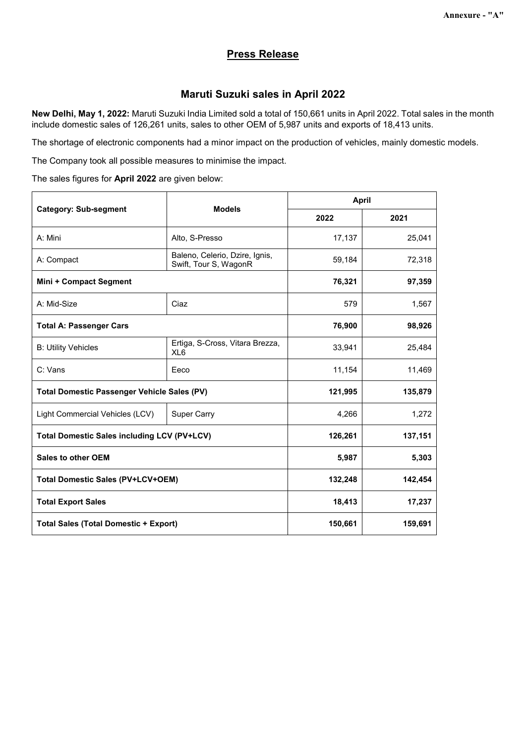Annexure - "A"

## Press Release

### Maruti Suzuki sales in April 2022

**New Delhi, May 1, 2022:** Maruti Suzuki India Limited sold a total of 150,661 units in April 2022. Total sales in the month include domestic sales of 126,261 units, sales to other OEM of 5,987 units and exports of 18,413 units.

The shortage of electronic components had a minor impact on the production of vehicles, mainly domestic models.

The Company took all possible measures to minimise the impact.

The sales figures for **April 2022** are given below:

| Category: Sub-segment | Models | April | |
|---|---|---|---|
| | | 2022 | 2021 |
| A: Mini | Alto, S-Presso | 17,137 | 25,041 |
| A: Compact | Baleno, Celerio, Dzire, Ignis, Swift, Tour S, WagonR | 59,184 | 72,318 |
| **Mini + Compact Segment** | | **76,321** | **97,359** |
| A: Mid-Size | Ciaz | 579 | 1,567 |
| **Total A: Passenger Cars** | | **76,900** | **98,926** |
| B: Utility Vehicles | Ertiga, S-Cross, Vitara Brezza, XL6 | 33,941 | 25,484 |
| C: Vans | Eeco | 11,154 | 11,469 |
| **Total Domestic Passenger Vehicle Sales (PV)** | | **121,995** | **135,879** |
| Light Commercial Vehicles (LCV) | Super Carry | 4,266 | 1,272 |
| **Total Domestic Sales including LCV (PV+LCV)** | | **126,261** | **137,151** |
| **Sales to other OEM** | | **5,987** | **5,303** |
| **Total Domestic Sales (PV+LCV+OEM)** | | **132,248** | **142,454** |
| **Total Export Sales** | | **18,413** | **17,237** |
| **Total Sales (Total Domestic + Export)** | | **150,661** | **159,691** |